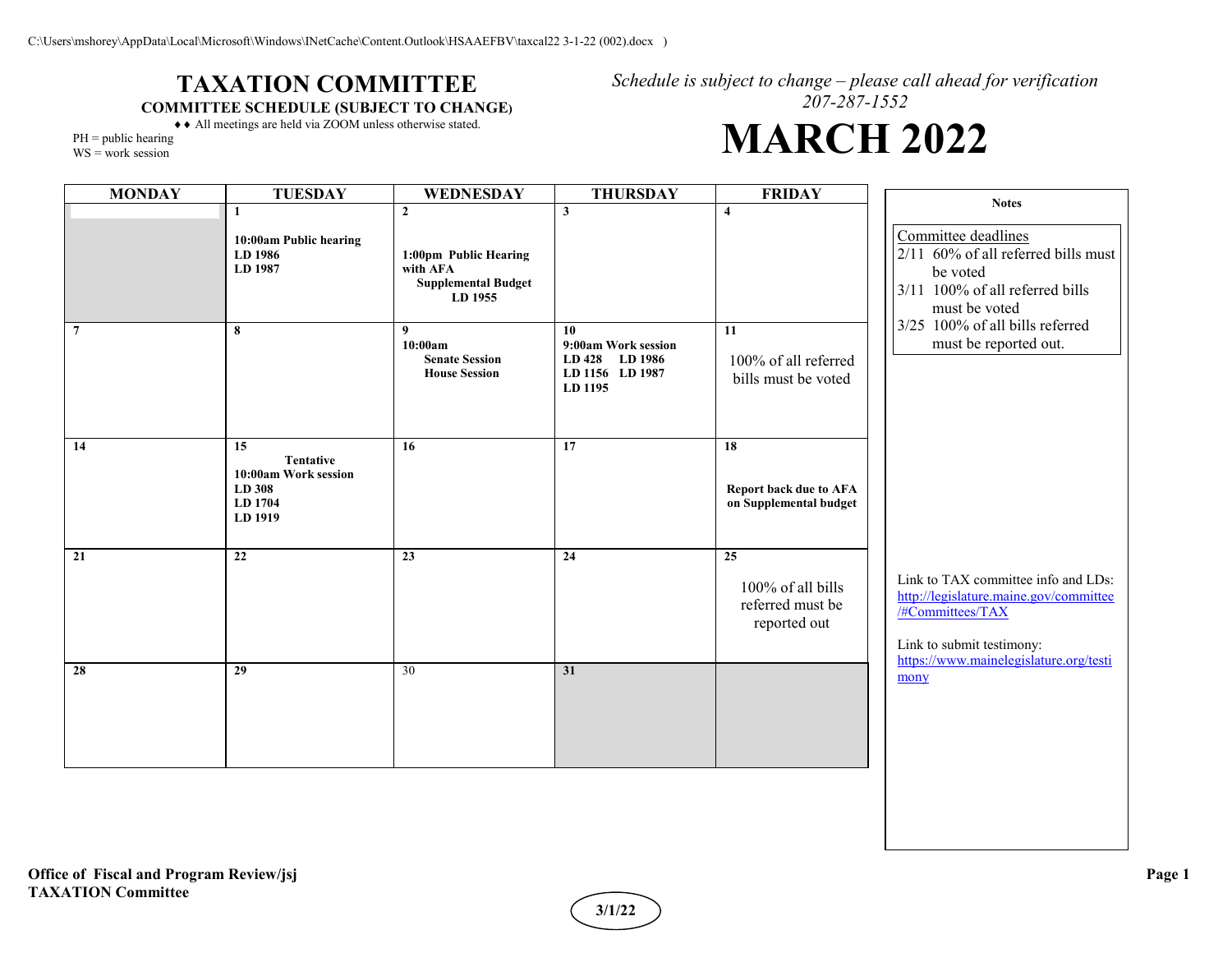C:\Users\mshorey\AppData\Local\Microsoft\Windows\INetCache\Content.Outlook\HSAAEFBV\taxcal22 3-1-22 (002).docx )

# TAXATION COMMITTEE

**COMMITTEE SCHEDULE (SUBJECT TO CHANGE)**

♦♦ All meetings are held via ZOOM unless otherwise stated.

PH = public hearing
WS = work session

*Schedule is subject to change – please call ahead for verification*
*207-287-1552*

# MARCH 2022

| MONDAY | TUESDAY | WEDNESDAY | THURSDAY | FRIDAY |
|---|---|---|---|---|
| | **1**<br>**10:00am Public hearing**<br>**LD 1986**<br>**LD 1987** | **2**<br>**1:00pm Public Hearing with AFA**<br>**Supplemental Budget**<br>**LD 1955** | **3** | **4** |
| **7** | **8** | **9**<br>**10:00am**<br>**Senate Session**<br>**House Session** | **10**<br>**9:00am Work session**<br>**LD 428 LD 1986**<br>**LD 1156 LD 1987**<br>**LD 1195** | **11**<br>100% of all referred bills must be voted |
| **14** | **15**<br>**Tentative**<br>**10:00am Work session**<br>**LD 308**<br>**LD 1704**<br>**LD 1919** | **16** | **17** | **18**<br>**Report back due to AFA on Supplemental budget** |
| **21** | **22** | **23** | **24** | **25**<br>100% of all bills referred must be reported out |
| **28** | **29** | 30 | **31** | |

**Notes**

Committee deadlines
- 2/11 60% of all referred bills must be voted
- 3/11 100% of all referred bills must be voted
- 3/25 100% of all bills referred must be reported out.

Link to TAX committee info and LDs: http://legislature.maine.gov/committee/#Committees/TAX

Link to submit testimony: https://www.mainelegislature.org/testimony

**Office of Fiscal and Program Review/jsj**
**TAXATION Committee**

**3/1/22**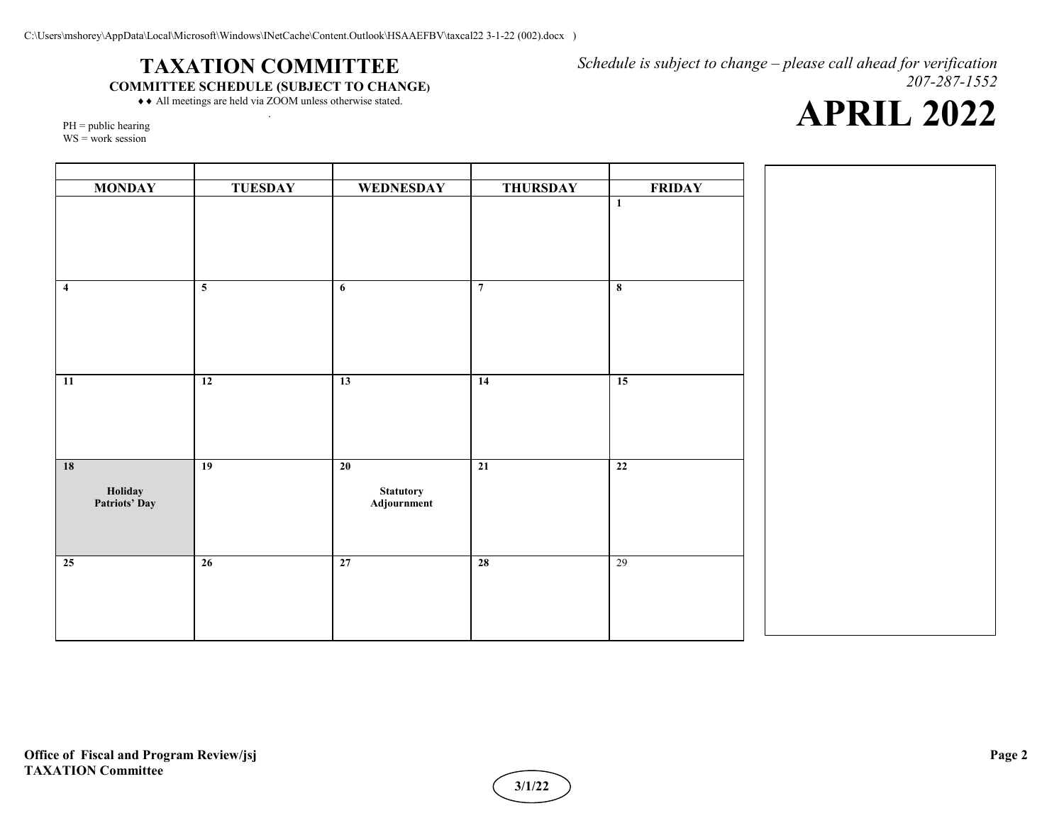C:\Users\mshorey\AppData\Local\Microsoft\Windows\INetCache\Content.Outlook\HSAAEFBV\taxcal22 3-1-22 (002).docx )

# TAXATION COMMITTEE

**COMMITTEE SCHEDULE (SUBJECT TO CHANGE)**

♦♦ All meetings are held via ZOOM unless otherwise stated.

PH = public hearing
WS = work session

*Schedule is subject to change – please call ahead for verification*
*207-287-1552*

# APRIL 2022

| MONDAY | TUESDAY | WEDNESDAY | THURSDAY | FRIDAY |
| --- | --- | --- | --- | --- |
| | | | | 1 |
| 4 | 5 | 6 | 7 | 8 |
| 11 | 12 | 13 | 14 | 15 |
| 18 **Holiday Patriots' Day** | 19 | 20 **Statutory Adjournment** | 21 | 22 |
| 25 | 26 | 27 | 28 | 29 |

**Office of Fiscal and Program Review/jsj**
**TAXATION Committee**

**3/1/22**